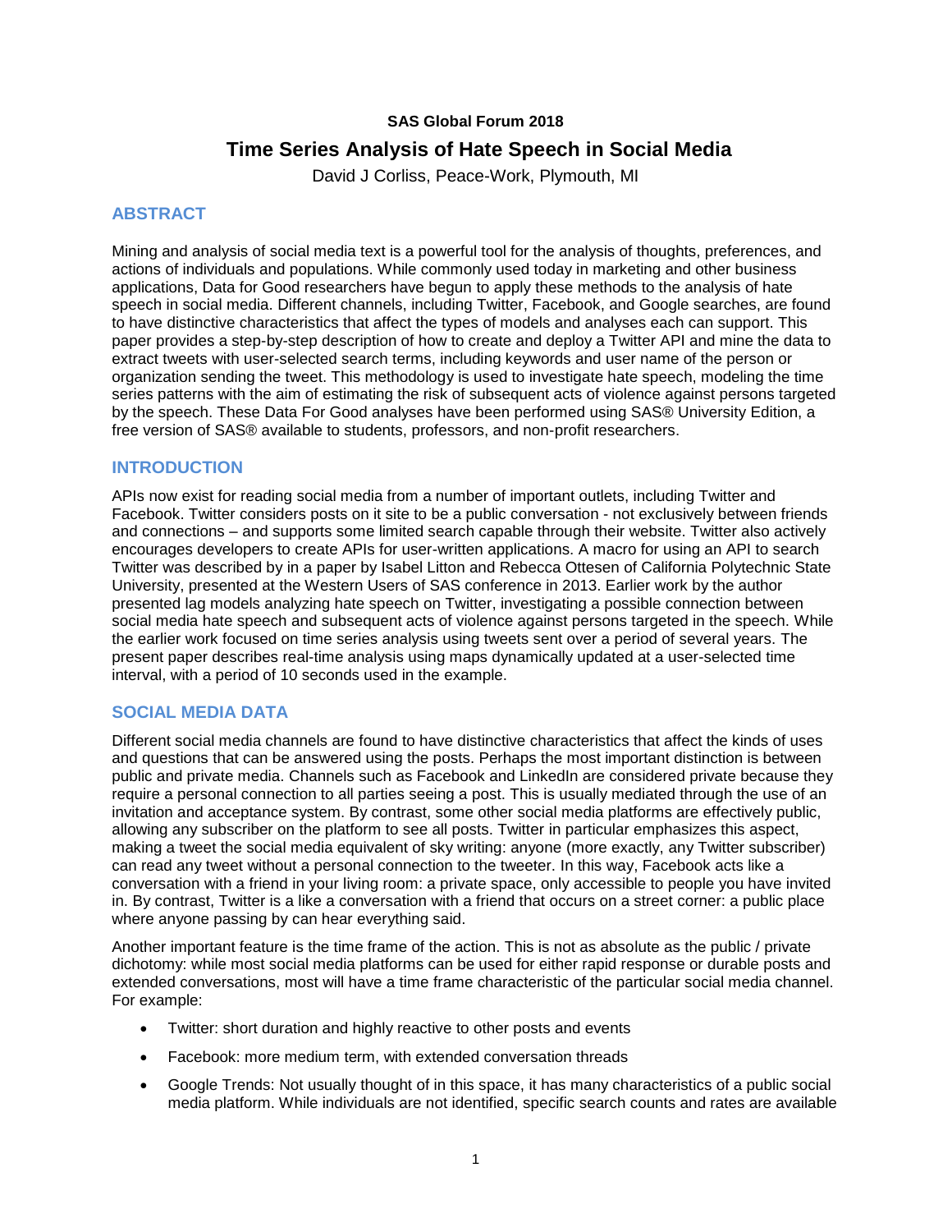**SAS Global Forum 2018**

# Time Series Analysis of Hate Speech in Social Media

David J Corliss, Peace-Work, Plymouth, MI

## ABSTRACT

Mining and analysis of social media text is a powerful tool for the analysis of thoughts, preferences, and actions of individuals and populations. While commonly used today in marketing and other business applications, Data for Good researchers have begun to apply these methods to the analysis of hate speech in social media. Different channels, including Twitter, Facebook, and Google searches, are found to have distinctive characteristics that affect the types of models and analyses each can support. This paper provides a step-by-step description of how to create and deploy a Twitter API and mine the data to extract tweets with user-selected search terms, including keywords and user name of the person or organization sending the tweet. This methodology is used to investigate hate speech, modeling the time series patterns with the aim of estimating the risk of subsequent acts of violence against persons targeted by the speech. These Data For Good analyses have been performed using SAS® University Edition, a free version of SAS® available to students, professors, and non-profit researchers.

## INTRODUCTION

APIs now exist for reading social media from a number of important outlets, including Twitter and Facebook. Twitter considers posts on it site to be a public conversation - not exclusively between friends and connections – and supports some limited search capable through their website. Twitter also actively encourages developers to create APIs for user-written applications. A macro for using an API to search Twitter was described by in a paper by Isabel Litton and Rebecca Ottesen of California Polytechnic State University, presented at the Western Users of SAS conference in 2013. Earlier work by the author presented lag models analyzing hate speech on Twitter, investigating a possible connection between social media hate speech and subsequent acts of violence against persons targeted in the speech. While the earlier work focused on time series analysis using tweets sent over a period of several years. The present paper describes real-time analysis using maps dynamically updated at a user-selected time interval, with a period of 10 seconds used in the example.

## SOCIAL MEDIA DATA

Different social media channels are found to have distinctive characteristics that affect the kinds of uses and questions that can be answered using the posts. Perhaps the most important distinction is between public and private media. Channels such as Facebook and LinkedIn are considered private because they require a personal connection to all parties seeing a post. This is usually mediated through the use of an invitation and acceptance system. By contrast, some other social media platforms are effectively public, allowing any subscriber on the platform to see all posts. Twitter in particular emphasizes this aspect, making a tweet the social media equivalent of sky writing: anyone (more exactly, any Twitter subscriber) can read any tweet without a personal connection to the tweeter. In this way, Facebook acts like a conversation with a friend in your living room: a private space, only accessible to people you have invited in. By contrast, Twitter is a like a conversation with a friend that occurs on a street corner: a public place where anyone passing by can hear everything said.

Another important feature is the time frame of the action. This is not as absolute as the public / private dichotomy: while most social media platforms can be used for either rapid response or durable posts and extended conversations, most will have a time frame characteristic of the particular social media channel. For example:

- Twitter: short duration and highly reactive to other posts and events
- Facebook: more medium term, with extended conversation threads
- Google Trends: Not usually thought of in this space, it has many characteristics of a public social media platform. While individuals are not identified, specific search counts and rates are available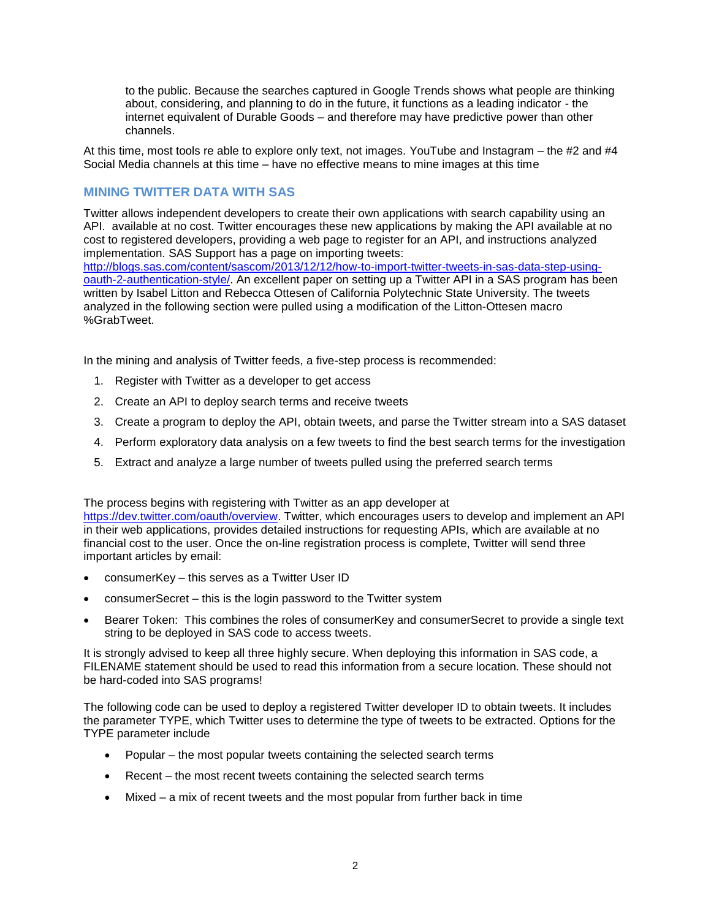to the public. Because the searches captured in Google Trends shows what people are thinking about, considering, and planning to do in the future, it functions as a leading indicator - the internet equivalent of Durable Goods – and therefore may have predictive power than other channels.

At this time, most tools re able to explore only text, not images. YouTube and Instagram – the #2 and #4 Social Media channels at this time – have no effective means to mine images at this time

## MINING TWITTER DATA WITH SAS

Twitter allows independent developers to create their own applications with search capability using an API.  available at no cost. Twitter encourages these new applications by making the API available at no cost to registered developers, providing a web page to register for an API, and instructions analyzed implementation. SAS Support has a page on importing tweets: http://blogs.sas.com/content/sascom/2013/12/12/how-to-import-twitter-tweets-in-sas-data-step-using-oauth-2-authentication-style/. An excellent paper on setting up a Twitter API in a SAS program has been written by Isabel Litton and Rebecca Ottesen of California Polytechnic State University. The tweets analyzed in the following section were pulled using a modification of the Litton-Ottesen macro %GrabTweet.

In the mining and analysis of Twitter feeds, a five-step process is recommended:

1. Register with Twitter as a developer to get access
2. Create an API to deploy search terms and receive tweets
3. Create a program to deploy the API, obtain tweets, and parse the Twitter stream into a SAS dataset
4. Perform exploratory data analysis on a few tweets to find the best search terms for the investigation
5. Extract and analyze a large number of tweets pulled using the preferred search terms

The process begins with registering with Twitter as an app developer at https://dev.twitter.com/oauth/overview. Twitter, which encourages users to develop and implement an API in their web applications, provides detailed instructions for requesting APIs, which are available at no financial cost to the user. Once the on-line registration process is complete, Twitter will send three important articles by email:

- consumerKey – this serves as a Twitter User ID
- consumerSecret – this is the login password to the Twitter system
- Bearer Token:  This combines the roles of consumerKey and consumerSecret to provide a single text string to be deployed in SAS code to access tweets.

It is strongly advised to keep all three highly secure. When deploying this information in SAS code, a FILENAME statement should be used to read this information from a secure location. These should not be hard-coded into SAS programs!

The following code can be used to deploy a registered Twitter developer ID to obtain tweets. It includes the parameter TYPE, which Twitter uses to determine the type of tweets to be extracted. Options for the TYPE parameter include

- Popular – the most popular tweets containing the selected search terms
- Recent – the most recent tweets containing the selected search terms
- Mixed – a mix of recent tweets and the most popular from further back in time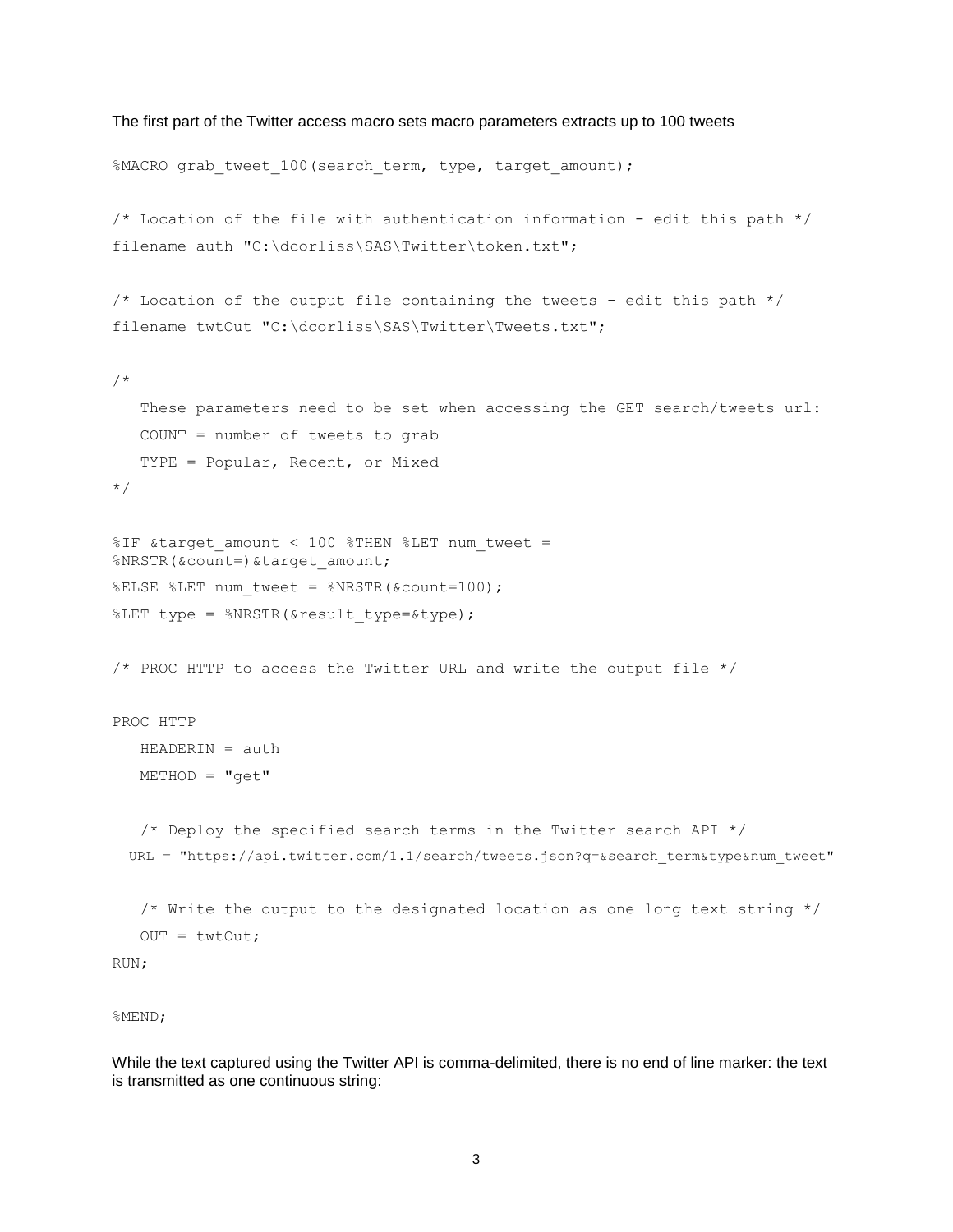The first part of the Twitter access macro sets macro parameters extracts up to 100 tweets

```
%MACRO grab_tweet_100(search_term, type, target_amount);

/* Location of the file with authentication information - edit this path */
filename auth "C:\dcorliss\SAS\Twitter\token.txt";

/* Location of the output file containing the tweets - edit this path */
filename twtOut "C:\dcorliss\SAS\Twitter\Tweets.txt";

/*
   These parameters need to be set when accessing the GET search/tweets url:
   COUNT = number of tweets to grab
   TYPE = Popular, Recent, or Mixed
*/

%IF &target_amount < 100 %THEN %LET num_tweet =
%NRSTR(&count=)&target_amount;
%ELSE %LET num_tweet = %NRSTR(&count=100);
%LET type = %NRSTR(&result_type=&type);

/* PROC HTTP to access the Twitter URL and write the output file */

PROC HTTP
   HEADERIN = auth
   METHOD = "get"

   /* Deploy the specified search terms in the Twitter search API */
  URL = "https://api.twitter.com/1.1/search/tweets.json?q=&search_term&type&num_tweet"

   /* Write the output to the designated location as one long text string */
   OUT = twtOut;
RUN;

%MEND;
```

While the text captured using the Twitter API is comma-delimited, there is no end of line marker: the text is transmitted as one continuous string: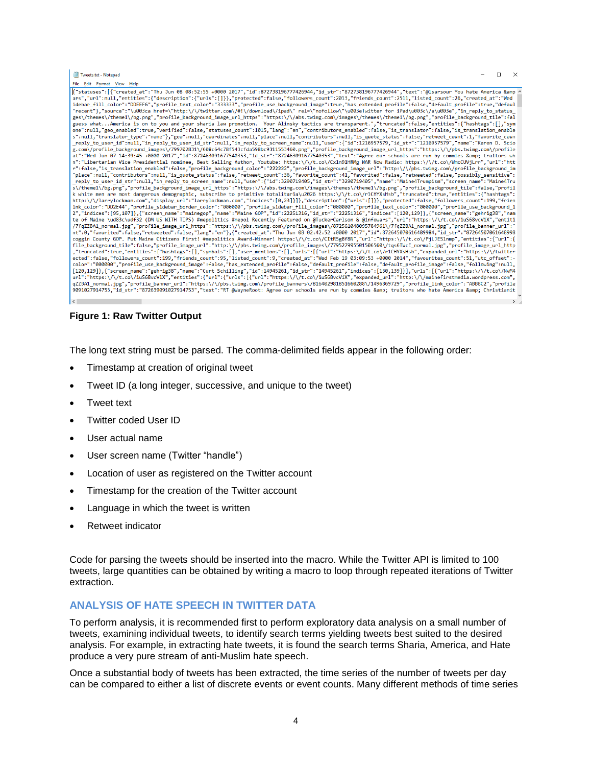**Figure 1: Raw Twitter Output**

The long text string must be parsed. The comma-delimited fields appear in the following order:

- Timestamp at creation of original tweet
- Tweet ID (a long integer, successive, and unique to the tweet)
- Tweet text
- Twitter coded User ID
- User actual name
- User screen name (Twitter "handle")
- Location of user as registered on the Twitter account
- Timestamp for the creation of the Twitter account
- Language in which the tweet is written
- Retweet indicator

Code for parsing the tweets should be inserted into the macro. While the Twitter API is limited to 100 tweets, large quantities can be obtained by writing a macro to loop through repeated iterations of Twitter extraction.

## ANALYSIS OF HATE SPEECH IN TWITTER DATA

To perform analysis, it is recommended first to perform exploratory data analysis on a small number of tweets, examining individual tweets, to identify search terms yielding tweets best suited to the desired analysis. For example, in extracting hate tweets, it is found the search terms Sharia, America, and Hate produce a very pure stream of anti-Muslim hate speech.

Once a substantial body of tweets has been extracted, the time series of the number of tweets per day can be compared to either a list of discrete events or event counts. Many different methods of time series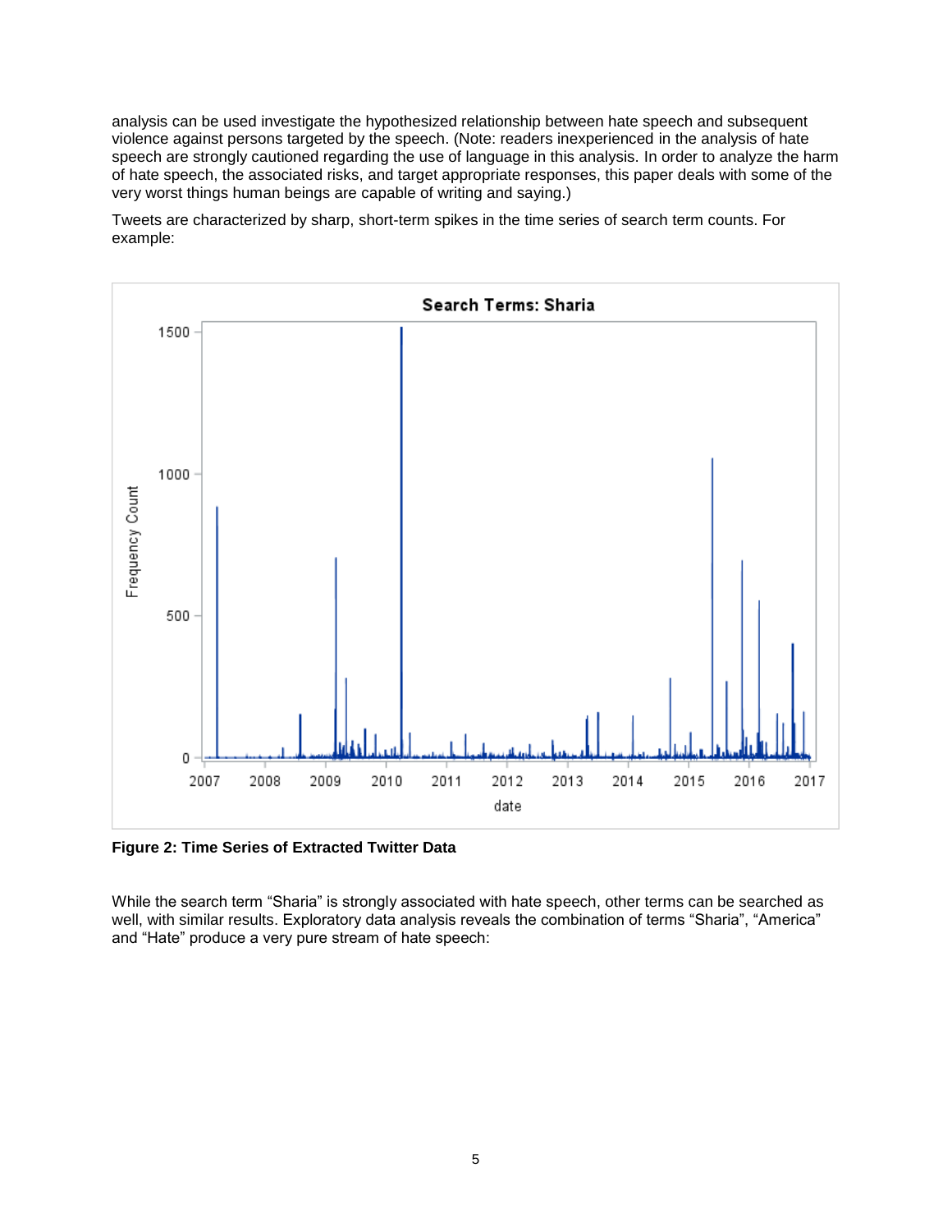analysis can be used investigate the hypothesized relationship between hate speech and subsequent violence against persons targeted by the speech. (Note: readers inexperienced in the analysis of hate speech are strongly cautioned regarding the use of language in this analysis. In order to analyze the harm of hate speech, the associated risks, and target appropriate responses, this paper deals with some of the very worst things human beings are capable of writing and saying.)

Tweets are characterized by sharp, short-term spikes in the time series of search term counts. For example:

**Figure 2: Time Series of Extracted Twitter Data**

While the search term "Sharia" is strongly associated with hate speech, other terms can be searched as well, with similar results. Exploratory data analysis reveals the combination of terms "Sharia", "America" and "Hate" produce a very pure stream of hate speech: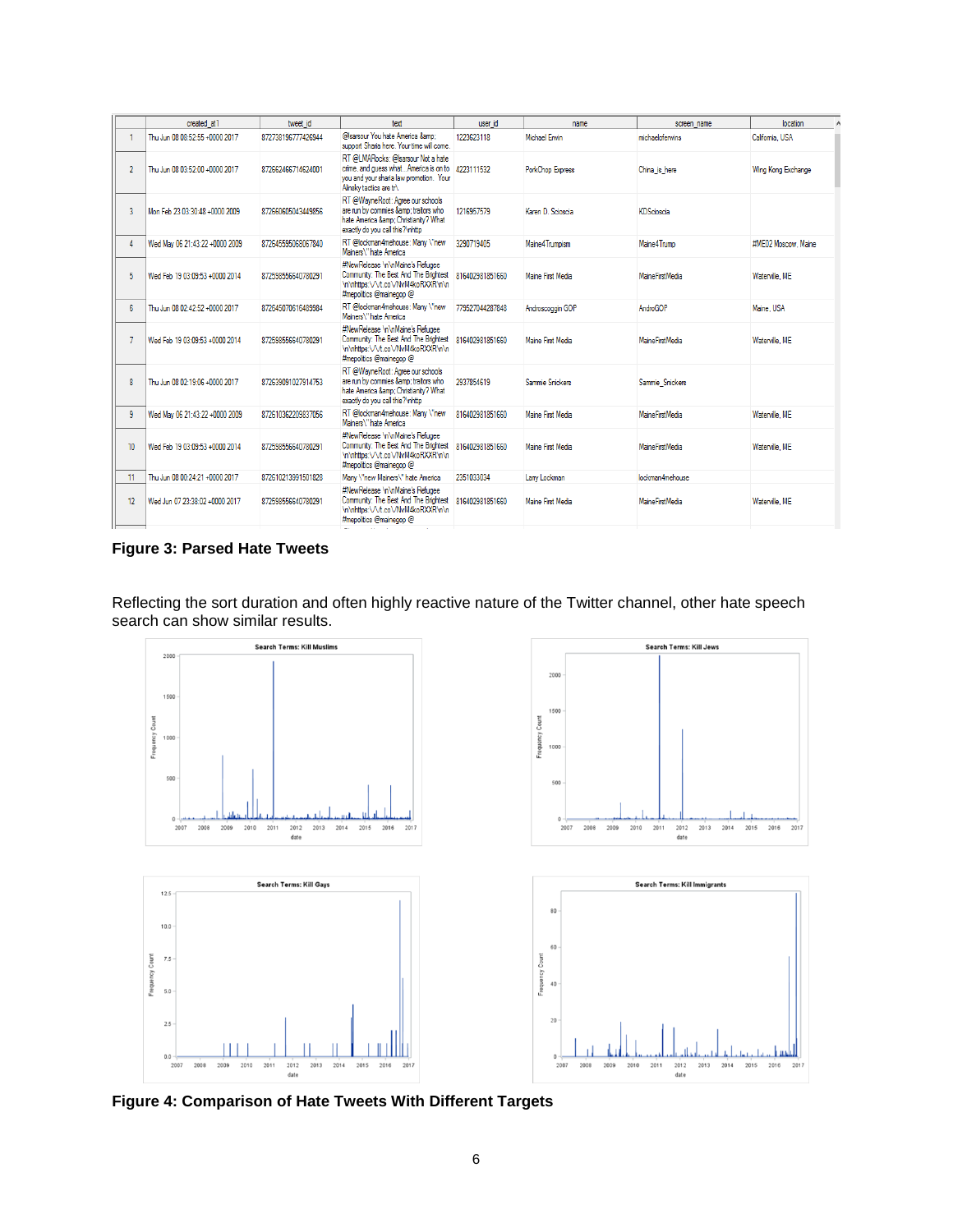| | created_at1 | tweet_id | text | user_id | name | screen_name | location |
|---|---|---|---|---|---|---|---|
| 1 | Thu Jun 08 08:52:55 +0000 2017 | 872738196777426944 | @lsarsour You hate America &amp; support Sharia here. Your time will come. | 1223623118 | Michael Erwin | michaelcferwins | California, USA |
| 2 | Thu Jun 08 03:52:00 +0000 2017 | 872662466714624001 | RT @LMARocks: @lsarsour Not a hate crime, and guess what.. America is on to you and your sharia law promotion.. Your Alinsky tactics are b\ | 4223111532 | PorkChop Express | China_is_here | Wing Kong Exchange |
| 3 | Mon Feb 23 03:30:48 +0000 2009 | 872660605043449856 | RT @WayneRoot: Agree our schools are run by commies &amp; traitors who hate America &amp; Christianity? What exactly do you call this?\n\nhttp | 1216957579 | Karen D. Scioscia | KDScioscia | |
| 4 | Wed May 06 21:43:22 +0000 2009 | 872645595068067840 | RT @lockman4mehouse: Many \"new Mainers\" hate America | 3290719405 | Maine4Trumpism | Maine4Trump | #ME02 Moscow, Maine |
| 5 | Wed Feb 19 03:09:53 +0000 2014 | 872598556640780291 | #NewRelease \n\nMaine's Refugee Community: The Best And The Brightest \n\nhttps:\/\/t.co\/NvM4koRXXR\n\n #mepolitics @mainegop @ | 816402981851660 | Maine First Media | MaineFirstMedia | Waterville, ME |
| 6 | Thu Jun 08 02:42:52 +0000 2017 | 872645070616489984 | RT @lockman4mehouse: Many \"new Mainers\" hate America | 779527044287848 | Androscoggin GOP | AndroGOP | Maine, USA |
| 7 | Wed Feb 19 03:09:53 +0000 2014 | 872598556640780291 | #NewRelease \n\nMaine's Refugee Community: The Best And The Brightest \n\nhttps:\/\/t.co\/NvM4koRXXR\n\n #mepolitics @mainegop @ | 816402981851660 | Maine First Media | MaineFirstMedia | Waterville, ME |
| 8 | Thu Jun 08 02:19:06 +0000 2017 | 872639091027914753 | RT @WayneRoot: Agree our schools are run by commies &amp; traitors who hate America &amp; Christianity? What exactly do you call this?\n\nhttp | 2937854619 | Sammie Snickers | Sammie_Snickers | |
| 9 | Wed May 06 21:43:22 +0000 2009 | 872610362209837056 | RT @lockman4mehouse: Many \"new Mainers\" hate America | 816402981851660 | Maine First Media | MaineFirstMedia | Waterville, ME |
| 10 | Wed Feb 19 03:09:53 +0000 2014 | 872598556640780291 | #NewRelease \n\nMaine's Refugee Community: The Best And The Brightest \n\nhttps:\/\/t.co\/NvM4koRXXR\n\n #mepolitics @mainegop @ | 816402981851660 | Maine First Media | MaineFirstMedia | Waterville, ME |
| 11 | Thu Jun 08 00:24:21 +0000 2017 | 872610213991501828 | Many \"new Mainers\" hate America | 2351033034 | Larry Lockman | lockman4mehouse | |
| 12 | Wed Jun 07 23:38:02 +0000 2017 | 872598556640780291 | #NewRelease \n\nMaine's Refugee Community: The Best And The Brightest \n\nhttps:\/\/t.co\/NvM4koRXXR\n\n #mepolitics @mainegop @ | 816402981851660 | Maine First Media | MaineFirstMedia | Waterville, ME |

**Figure 3: Parsed Hate Tweets**

Reflecting the sort duration and often highly reactive nature of the Twitter channel, other hate speech search can show similar results.

**Figure 4: Comparison of Hate Tweets With Different Targets**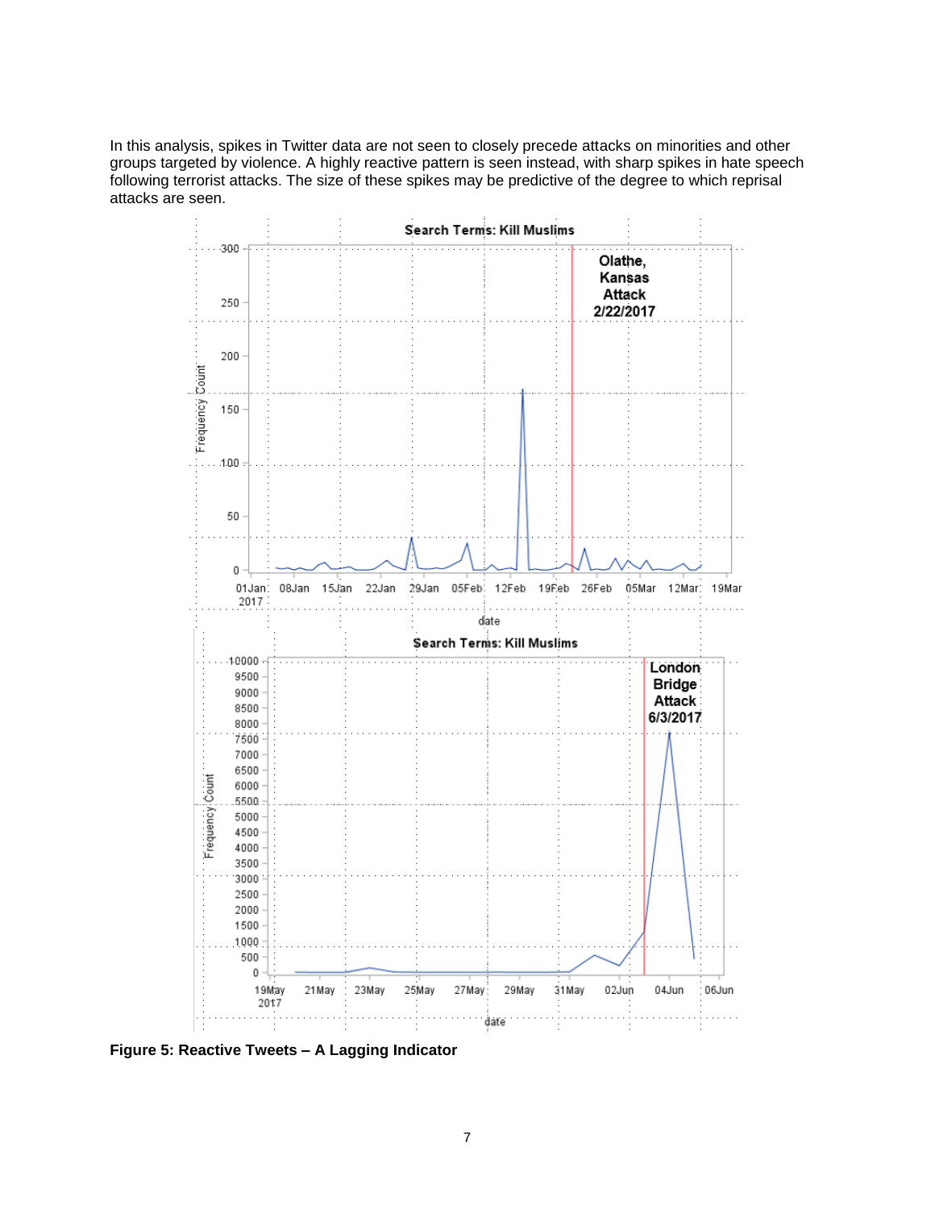In this analysis, spikes in Twitter data are not seen to closely precede attacks on minorities and other groups targeted by violence. A highly reactive pattern is seen instead, with sharp spikes in hate speech following terrorist attacks. The size of these spikes may be predictive of the degree to which reprisal attacks are seen.

**Figure 5: Reactive Tweets – A Lagging Indicator**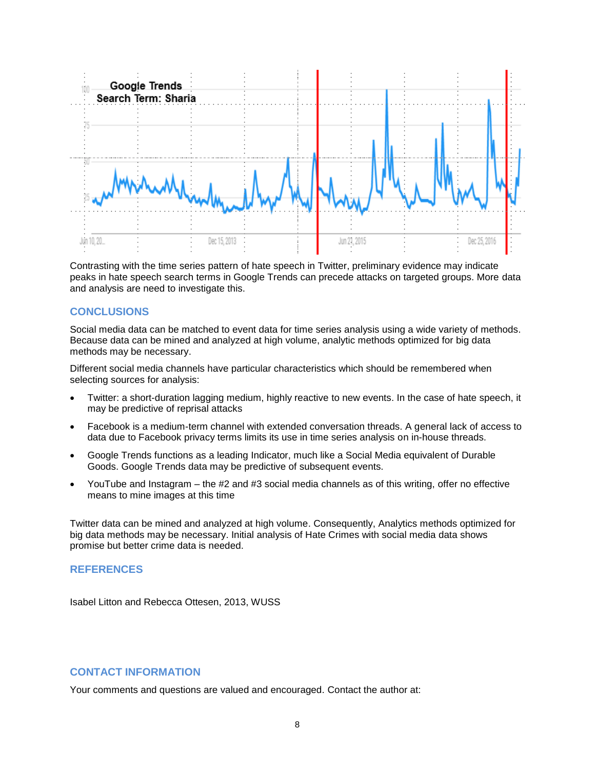Contrasting with the time series pattern of hate speech in Twitter, preliminary evidence may indicate peaks in hate speech search terms in Google Trends can precede attacks on targeted groups. More data and analysis are need to investigate this.

## CONCLUSIONS

Social media data can be matched to event data for time series analysis using a wide variety of methods. Because data can be mined and analyzed at high volume, analytic methods optimized for big data methods may be necessary.

Different social media channels have particular characteristics which should be remembered when selecting sources for analysis:

- Twitter: a short-duration lagging medium, highly reactive to new events. In the case of hate speech, it may be predictive of reprisal attacks
- Facebook is a medium-term channel with extended conversation threads. A general lack of access to data due to Facebook privacy terms limits its use in time series analysis on in-house threads.
- Google Trends functions as a leading Indicator, much like a Social Media equivalent of Durable Goods. Google Trends data may be predictive of subsequent events.
- YouTube and Instagram – the #2 and #3 social media channels as of this writing, offer no effective means to mine images at this time

Twitter data can be mined and analyzed at high volume. Consequently, Analytics methods optimized for big data methods may be necessary. Initial analysis of Hate Crimes with social media data shows promise but better crime data is needed.

## REFERENCES

Isabel Litton and Rebecca Ottesen, 2013, WUSS

## CONTACT INFORMATION

Your comments and questions are valued and encouraged. Contact the author at: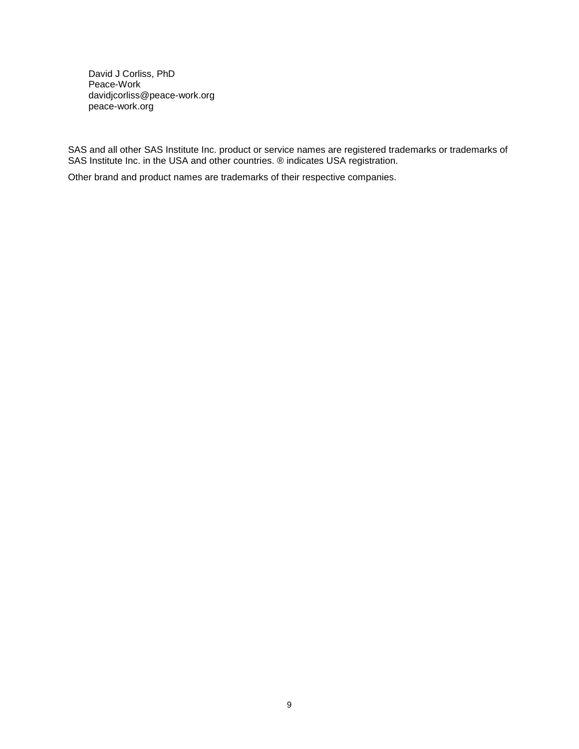David J Corliss, PhD
Peace-Work
davidjcorliss@peace-work.org
peace-work.org

SAS and all other SAS Institute Inc. product or service names are registered trademarks or trademarks of SAS Institute Inc. in the USA and other countries. ® indicates USA registration.

Other brand and product names are trademarks of their respective companies.